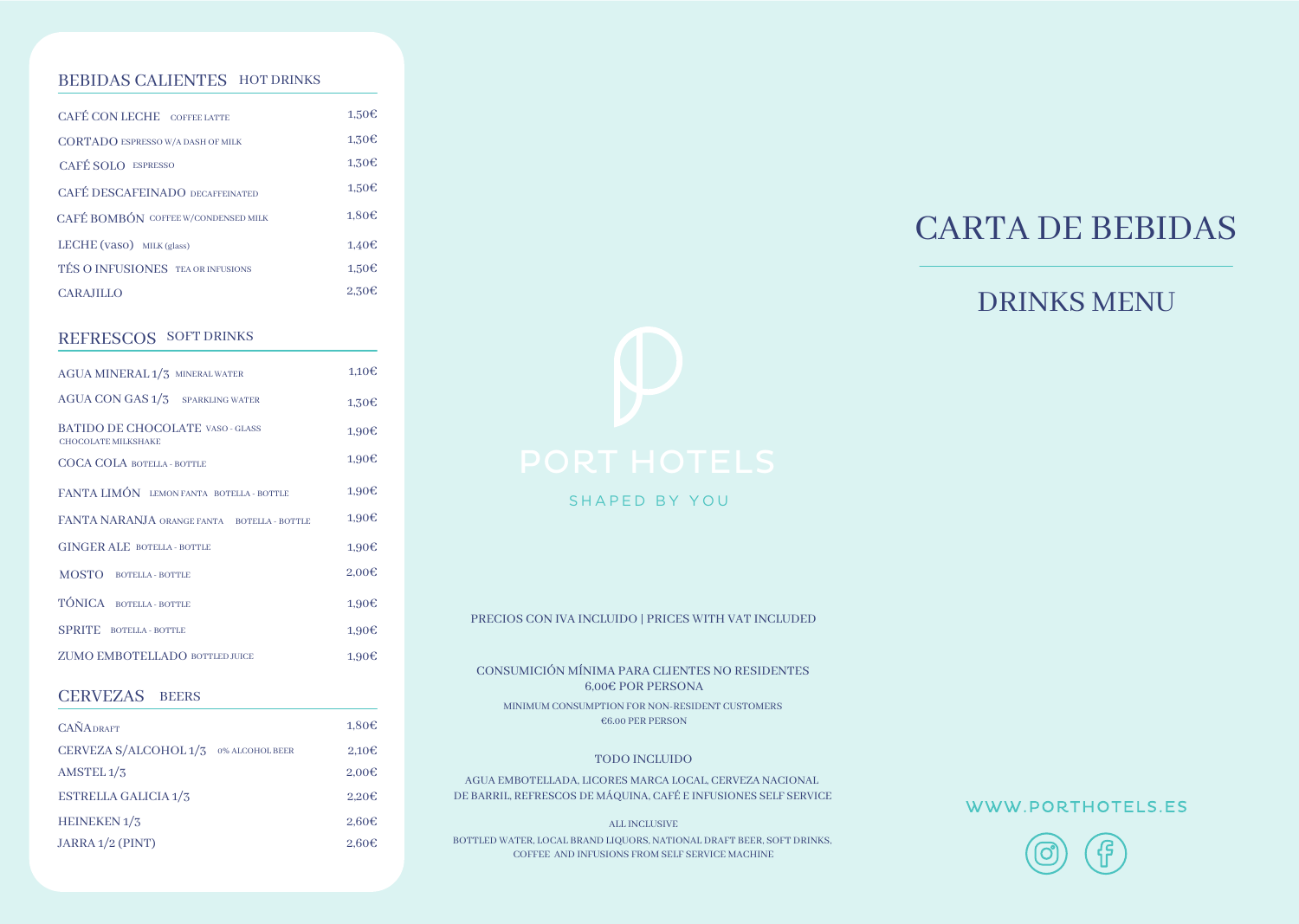## BEBIDAS CALIENTES HOT DRINKS

| | |
|---|---|
| CAFÉ CON LECHE COFFEE LATTE | 1,50€ |
| CORTADO ESPRESSO W/A DASH OF MILK | 1,30€ |
| CAFÉ SOLO ESPRESSO | 1,30€ |
| CAFÉ DESCAFEINADO DECAFFEINATED | 1,50€ |
| CAFÉ BOMBÓN COFFEE W/CONDENSED MILK | 1,80€ |
| LECHE (vaso) MILK (glass) | 1,40€ |
| TÉS O INFUSIONES TEA OR INFUSIONS | 1,50€ |
| CARAJILLO | 2,30€ |

## REFRESCOS SOFT DRINKS

| | |
|---|---|
| AGUA MINERAL 1/3 MINERAL WATER | 1,10€ |
| AGUA CON GAS 1/3 SPARKLING WATER | 1,30€ |
| BATIDO DE CHOCOLATE VASO - GLASS CHOCOLATE MILKSHAKE | 1,90€ |
| COCA COLA BOTELLA - BOTTLE | 1,90€ |
| FANTA LIMÓN LEMON FANTA BOTELLA - BOTTLE | 1,90€ |
| FANTA NARANJA ORANGE FANTA BOTELLA - BOTTLE | 1,90€ |
| GINGER ALE BOTELLA - BOTTLE | 1,90€ |
| MOSTO BOTELLA - BOTTLE | 2,00€ |
| TÓNICA BOTELLA - BOTTLE | 1,90€ |
| SPRITE BOTELLA - BOTTLE | 1,90€ |
| ZUMO EMBOTELLADO BOTTLED JUICE | 1,90€ |

## CERVEZAS BEERS

| | |
|---|---|
| CAÑA DRAFT | 1,80€ |
| CERVEZA S/ALCOHOL 1/3 0% ALCOHOL BEER | 2,10€ |
| AMSTEL 1/3 | 2,00€ |
| ESTRELLA GALICIA 1/3 | 2,20€ |
| HEINEKEN 1/3 | 2,60€ |
| JARRA 1/2 (PINT) | 2,60€ |

PORT HOTELS

SHAPED BY YOU

PRECIOS CON IVA INCLUIDO | PRICES WITH VAT INCLUDED

CONSUMICIÓN MÍNIMA PARA CLIENTES NO RESIDENTES
6,00€ POR PERSONA

MINIMUM CONSUMPTION FOR NON-RESIDENT CUSTOMERS
€6.00 PER PERSON

TODO INCLUIDO

AGUA EMBOTELLADA, LICORES MARCA LOCAL, CERVEZA NACIONAL DE BARRIL, REFRESCOS DE MÁQUINA, CAFÉ E INFUSIONES SELF SERVICE

ALL INCLUSIVE

BOTTLED WATER, LOCAL BRAND LIQUORS, NATIONAL DRAFT BEER, SOFT DRINKS, COFFEE AND INFUSIONS FROM SELF SERVICE MACHINE

# CARTA DE BEBIDAS

## DRINKS MENU

WWW.PORTHOTELS.ES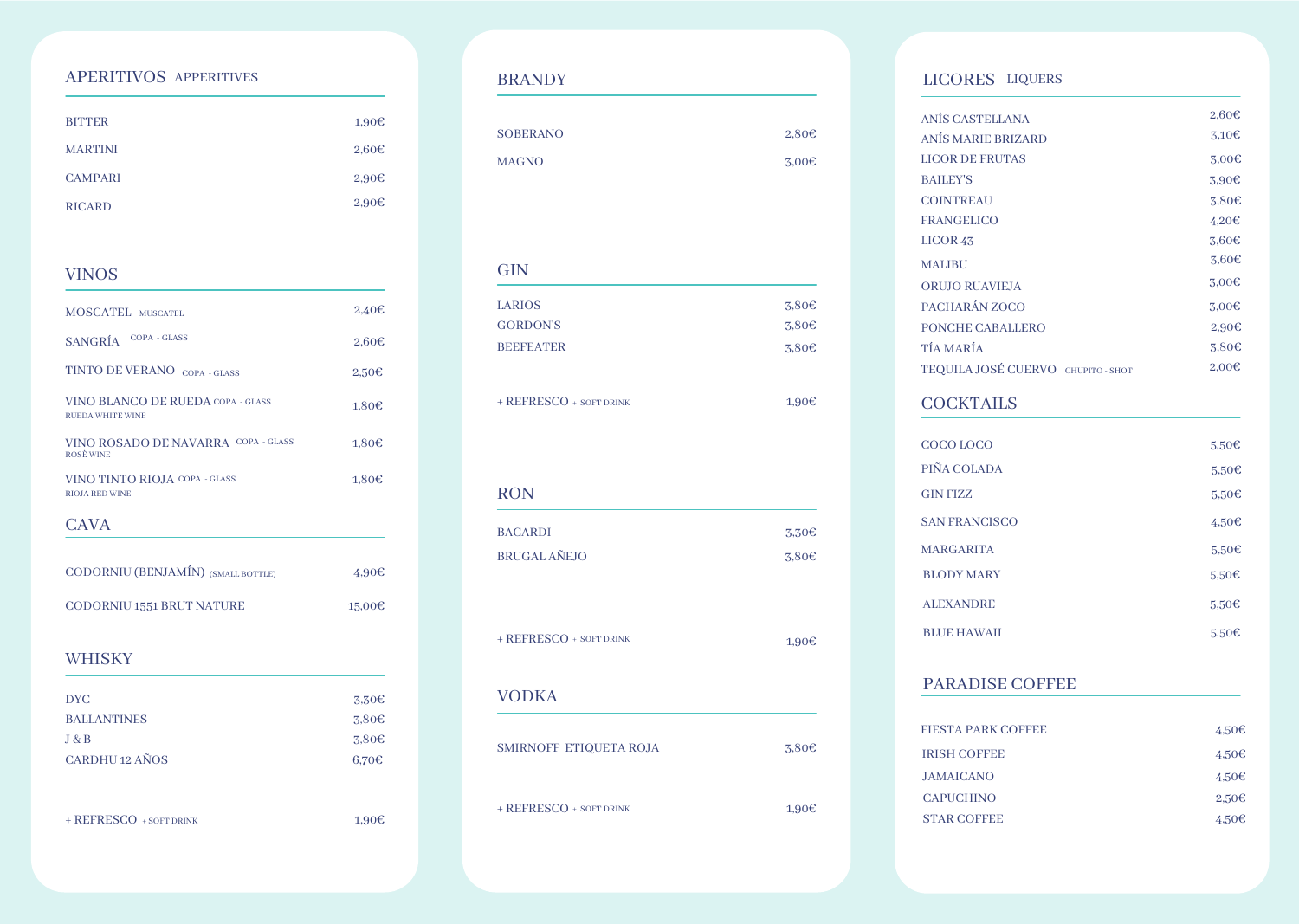## APERITIVOS APPERITIVES

| | |
|---|---|
| BITTER | 1,90€ |
| MARTINI | 2,60€ |
| CAMPARI | 2,90€ |
| RICARD | 2,90€ |

## VINOS

| | |
|---|---|
| MOSCATEL MUSCATEL | 2,40€ |
| SANGRÍA COPA - GLASS | 2,60€ |
| TINTO DE VERANO COPA - GLASS | 2,50€ |
| VINO BLANCO DE RUEDA COPA - GLASS<br>RUEDA WHITE WINE | 1,80€ |
| VINO ROSADO DE NAVARRA COPA - GLASS<br>ROSÈ WINE | 1,80€ |
| VINO TINTO RIOJA COPA - GLASS<br>RIOJA RED WINE | 1,80€ |

## CAVA

| | |
|---|---|
| CODORNIU (BENJAMÍN) (SMALL BOTTLE) | 4,90€ |
| CODORNIU 1551 BRUT NATURE | 15,00€ |

## WHISKY

| | |
|---|---|
| DYC | 3,30€ |
| BALLANTINES | 3,80€ |
| J & B | 3,80€ |
| CARDHU 12 AÑOS | 6,70€ |
| + REFRESCO + SOFT DRINK | 1,90€ |

## BRANDY

| | |
|---|---|
| SOBERANO | 2,80€ |
| MAGNO | 3,00€ |

## GIN

| | |
|---|---|
| LARIOS | 3,80€ |
| GORDON'S | 3,80€ |
| BEEFEATER | 3,80€ |
| + REFRESCO + SOFT DRINK | 1,90€ |

## RON

| | |
|---|---|
| BACARDI | 3,30€ |
| BRUGAL AÑEJO | 3,80€ |
| + REFRESCO + SOFT DRINK | 1,90€ |

## VODKA

| | |
|---|---|
| SMIRNOFF ETIQUETA ROJA | 3,80€ |
| + REFRESCO + SOFT DRINK | 1,90€ |

## LICORES LIQUERS

| | |
|---|---|
| ANÍS CASTELLANA | 2,60€ |
| ANÍS MARIE BRIZARD | 3,10€ |
| LICOR DE FRUTAS | 3,00€ |
| BAILEY'S | 3,90€ |
| COINTREAU | 3,80€ |
| FRANGELICO | 4,20€ |
| LICOR 43 | 3,60€ |
| MALIBU | 3,60€ |
| ORUJO RUAVIEJA | 3,00€ |
| PACHARÁN ZOCO | 3,00€ |
| PONCHE CABALLERO | 2,90€ |
| TÍA MARÍA | 3,80€ |
| TEQUILA JOSÉ CUERVO CHUPITO - SHOT | 2,00€ |

## COCKTAILS

| | |
|---|---|
| COCO LOCO | 5,50€ |
| PIÑA COLADA | 5,50€ |
| GIN FIZZ | 5,50€ |
| SAN FRANCISCO | 4,50€ |
| MARGARITA | 5,50€ |
| BLODY MARY | 5,50€ |
| ALEXANDRE | 5,50€ |
| BLUE HAWAII | 5,50€ |

## PARADISE COFFEE

| | |
|---|---|
| FIESTA PARK COFFEE | 4,50€ |
| IRISH COFFEE | 4,50€ |
| JAMAICANO | 4,50€ |
| CAPUCHINO | 2,50€ |
| STAR COFFEE | 4,50€ |